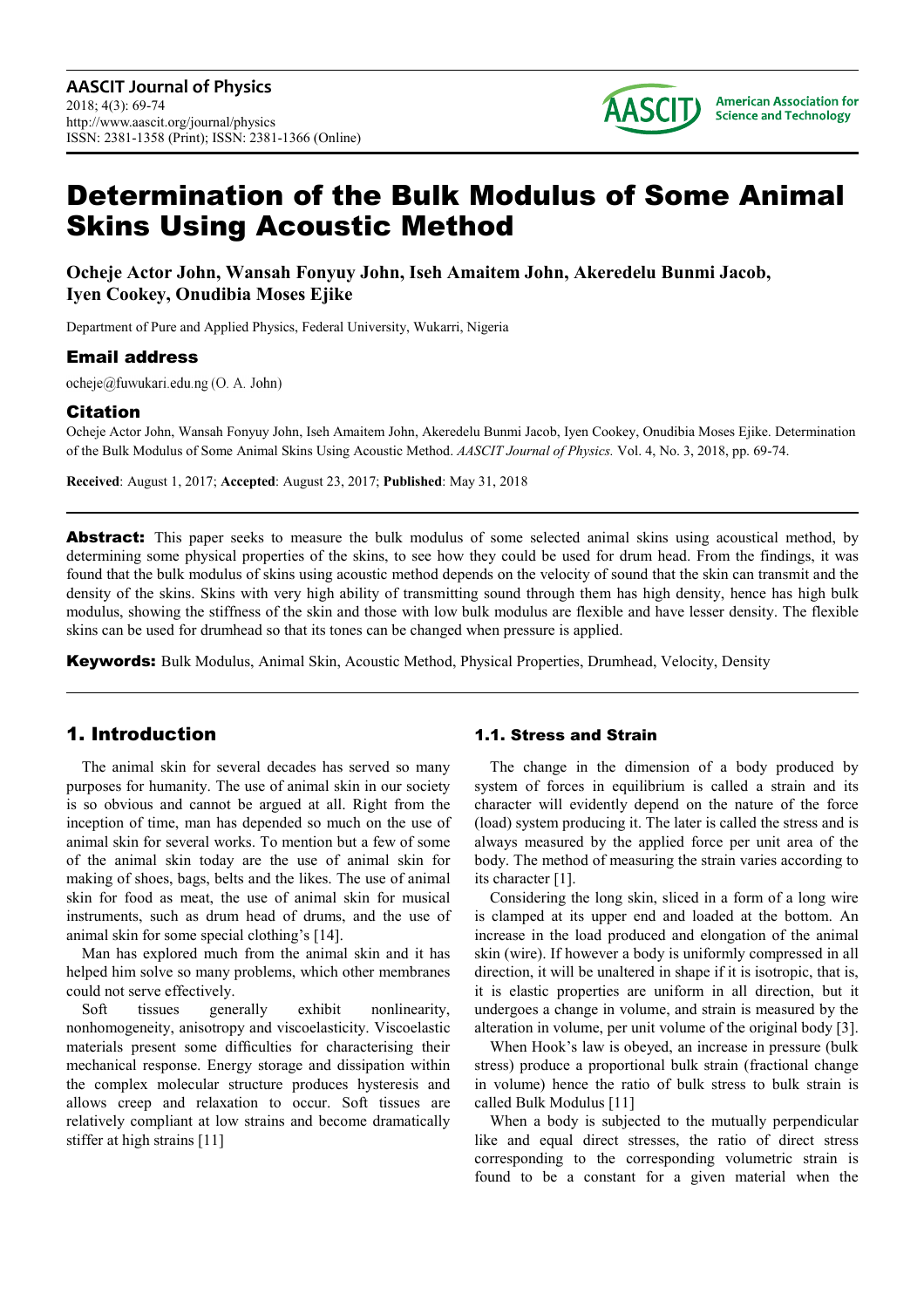# Determination of the Bulk Modulus of Some Animal Skins Using Acoustic Method

**Ocheje Actor John, Wansah Fonyuy John, Iseh Amaitem John, Akeredelu Bunmi Jacob, Iyen Cookey, Onudibia Moses Ejike**

Department of Pure and Applied Physics, Federal University, Wukarri, Nigeria

## Email address

ocheje@fuwukari.edu.ng (O. A. John)

## Citation

Ocheje Actor John, Wansah Fonyuy John, Iseh Amaitem John, Akeredelu Bunmi Jacob, Iyen Cookey, Onudibia Moses Ejike. Determination of the Bulk Modulus of Some Animal Skins Using Acoustic Method. *AASCIT Journal of Physics.* Vol. 4, No. 3, 2018, pp. 69-74.

**Received**: August 1, 2017; **Accepted**: August 23, 2017; **Published**: May 31, 2018

---

**Abstract:** This paper seeks to measure the bulk modulus of some selected animal skins using acoustical method, by determining some physical properties of the skins, to see how they could be used for drum head. From the findings, it was found that the bulk modulus of skins using acoustic method depends on the velocity of sound that the skin can transmit and the density of the skins. Skins with very high ability of transmitting sound through them has high density, hence has high bulk modulus, showing the stiffness of the skin and those with low bulk modulus are flexible and have lesser density. The flexible skins can be used for drumhead so that its tones can be changed when pressure is applied.

**Keywords:** Bulk Modulus, Animal Skin, Acoustic Method, Physical Properties, Drumhead, Velocity, Density

---

## 1. Introduction

The animal skin for several decades has served so many purposes for humanity. The use of animal skin in our society is so obvious and cannot be argued at all. Right from the inception of time, man has depended so much on the use of animal skin for several works. To mention but a few of some of the animal skin today are the use of animal skin for making of shoes, bags, belts and the likes. The use of animal skin for food as meat, the use of animal skin for musical instruments, such as drum head of drums, and the use of animal skin for some special clothing's [14].

Man has explored much from the animal skin and it has helped him solve so many problems, which other membranes could not serve effectively.

Soft tissues generally exhibit nonlinearity, nonhomogeneity, anisotropy and viscoelasticity. Viscoelastic materials present some difficulties for characterising their mechanical response. Energy storage and dissipation within the complex molecular structure produces hysteresis and allows creep and relaxation to occur. Soft tissues are relatively compliant at low strains and become dramatically stiffer at high strains [11]

### 1.1. Stress and Strain

The change in the dimension of a body produced by system of forces in equilibrium is called a strain and its character will evidently depend on the nature of the force (load) system producing it. The later is called the stress and is always measured by the applied force per unit area of the body. The method of measuring the strain varies according to its character [1].

Considering the long skin, sliced in a form of a long wire is clamped at its upper end and loaded at the bottom. An increase in the load produced and elongation of the animal skin (wire). If however a body is uniformly compressed in all direction, it will be unaltered in shape if it is isotropic, that is, it is elastic properties are uniform in all direction, but it undergoes a change in volume, and strain is measured by the alteration in volume, per unit volume of the original body [3].

When Hook's law is obeyed, an increase in pressure (bulk stress) produce a proportional bulk strain (fractional change in volume) hence the ratio of bulk stress to bulk strain is called Bulk Modulus [11]

When a body is subjected to the mutually perpendicular like and equal direct stresses, the ratio of direct stress corresponding to the corresponding volumetric strain is found to be a constant for a given material when the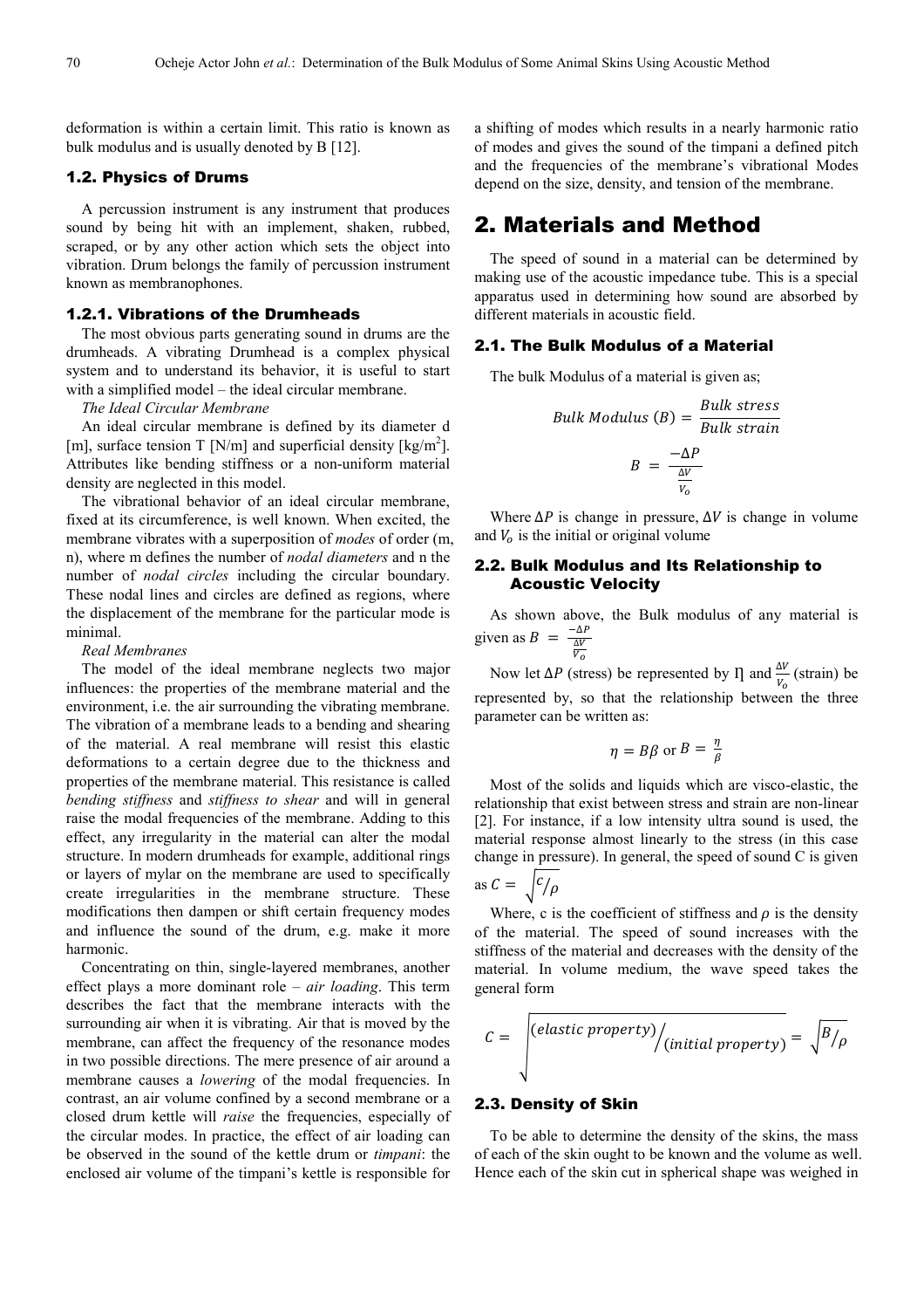deformation is within a certain limit. This ratio is known as bulk modulus and is usually denoted by B [12].

### 1.2. Physics of Drums

A percussion instrument is any instrument that produces sound by being hit with an implement, shaken, rubbed, scraped, or by any other action which sets the object into vibration. Drum belongs the family of percussion instrument known as membranophones.

#### 1.2.1. Vibrations of the Drumheads

The most obvious parts generating sound in drums are the drumheads. A vibrating Drumhead is a complex physical system and to understand its behavior, it is useful to start with a simplified model – the ideal circular membrane.

*The Ideal Circular Membrane*

An ideal circular membrane is defined by its diameter d [m], surface tension T [N/m] and superficial density [kg/m$^2$]. Attributes like bending stiffness or a non-uniform material density are neglected in this model.

The vibrational behavior of an ideal circular membrane, fixed at its circumference, is well known. When excited, the membrane vibrates with a superposition of *modes* of order (m, n), where m defines the number of *nodal diameters* and n the number of *nodal circles* including the circular boundary. These nodal lines and circles are defined as regions, where the displacement of the membrane for the particular mode is minimal.

*Real Membranes*

The model of the ideal membrane neglects two major influences: the properties of the membrane material and the environment, i.e. the air surrounding the vibrating membrane. The vibration of a membrane leads to a bending and shearing of the material. A real membrane will resist this elastic deformations to a certain degree due to the thickness and properties of the membrane material. This resistance is called *bending stiffness* and *stiffness to shear* and will in general raise the modal frequencies of the membrane. Adding to this effect, any irregularity in the material can alter the modal structure. In modern drumheads for example, additional rings or layers of mylar on the membrane are used to specifically create irregularities in the membrane structure. These modifications then dampen or shift certain frequency modes and influence the sound of the drum, e.g. make it more harmonic.

Concentrating on thin, single-layered membranes, another effect plays a more dominant role – *air loading*. This term describes the fact that the membrane interacts with the surrounding air when it is vibrating. Air that is moved by the membrane, can affect the frequency of the resonance modes in two possible directions. The mere presence of air around a membrane causes a *lowering* of the modal frequencies. In contrast, an air volume confined by a second membrane or a closed drum kettle will *raise* the frequencies, especially of the circular modes. In practice, the effect of air loading can be observed in the sound of the kettle drum or *timpani*: the enclosed air volume of the timpani's kettle is responsible for a shifting of modes which results in a nearly harmonic ratio of modes and gives the sound of the timpani a defined pitch and the frequencies of the membrane's vibrational Modes depend on the size, density, and tension of the membrane.

# 2. Materials and Method

The speed of sound in a material can be determined by making use of the acoustic impedance tube. This is a special apparatus used in determining how sound are absorbed by different materials in acoustic field.

### 2.1. The Bulk Modulus of a Material

The bulk Modulus of a material is given as;

$$Bulk\ Modulus\ (B) = \frac{Bulk\ stress}{Bulk\ strain}$$

$$B = \frac{-\Delta P}{\frac{\Delta V}{V_o}}$$

Where $\Delta P$ is change in pressure, $\Delta V$ is change in volume and $V_o$ is the initial or original volume

### 2.2. Bulk Modulus and Its Relationship to Acoustic Velocity

As shown above, the Bulk modulus of any material is given as $B = \frac{-\Delta P}{\frac{\Delta V}{V_o}}$

Now let $\Delta P$ (stress) be represented by Ƞ and $\frac{\Delta V}{V_o}$ (strain) be represented by, so that the relationship between the three parameter can be written as:

$$\eta = B\beta \text{ or } B = \frac{\eta}{\beta}$$

Most of the solids and liquids which are visco-elastic, the relationship that exist between stress and strain are non-linear [2]. For instance, if a low intensity ultra sound is used, the material response almost linearly to the stress (in this case change in pressure). In general, the speed of sound C is given as $C = \sqrt{c/\rho}$

Where, c is the coefficient of stiffness and $\rho$ is the density of the material. The speed of sound increases with the stiffness of the material and decreases with the density of the material. In volume medium, the wave speed takes the general form

$$C = \sqrt{(elastic\ property)/(initial\ property)} = \sqrt{B/\rho}$$

### 2.3. Density of Skin

To be able to determine the density of the skins, the mass of each of the skin ought to be known and the volume as well. Hence each of the skin cut in spherical shape was weighed in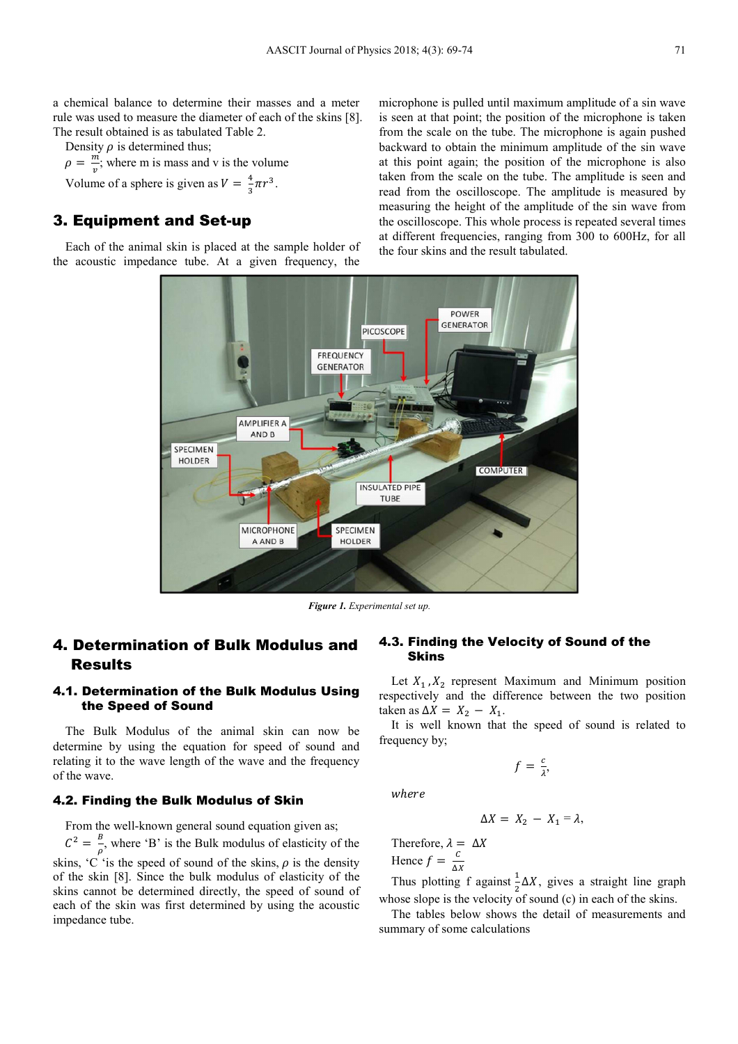a chemical balance to determine their masses and a meter rule was used to measure the diameter of each of the skins [8]. The result obtained is as tabulated Table 2.

Density $\rho$ is determined thus;

$\rho = \frac{m}{v}$; where m is mass and v is the volume

Volume of a sphere is given as $V = \frac{4}{3}\pi r^3$.

## 3. Equipment and Set-up

Each of the animal skin is placed at the sample holder of the acoustic impedance tube. At a given frequency, the microphone is pulled until maximum amplitude of a sin wave is seen at that point; the position of the microphone is taken from the scale on the tube. The microphone is again pushed backward to obtain the minimum amplitude of the sin wave at this point again; the position of the microphone is also taken from the scale on the tube. The amplitude is seen and read from the oscilloscope. The amplitude is measured by measuring the height of the amplitude of the sin wave from the oscilloscope. This whole process is repeated several times at different frequencies, ranging from 300 to 600Hz, for all the four skins and the result tabulated.

***Figure 1.*** *Experimental set up.*

## 4. Determination of Bulk Modulus and Results

### 4.1. Determination of the Bulk Modulus Using the Speed of Sound

The Bulk Modulus of the animal skin can now be determine by using the equation for speed of sound and relating it to the wave length of the wave and the frequency of the wave.

### 4.2. Finding the Bulk Modulus of Skin

From the well-known general sound equation given as;

$C^2 = \frac{B}{\rho}$, where 'B' is the Bulk modulus of elasticity of the skins, 'C 'is the speed of sound of the skins, $\rho$ is the density of the skin [8]. Since the bulk modulus of elasticity of the skins cannot be determined directly, the speed of sound of each of the skin was first determined by using the acoustic impedance tube.

### 4.3. Finding the Velocity of Sound of the Skins

Let $X_1, X_2$ represent Maximum and Minimum position respectively and the difference between the two position taken as $\Delta X = X_2 - X_1$.

It is well known that the speed of sound is related to frequency by;

$$f = \frac{c}{\lambda},$$

*where*

$$\Delta X = X_2 - X_1 = \lambda,$$

Therefore, $\lambda = \Delta X$

Hence $f = \frac{c}{\Delta X}$

Thus plotting f against $\frac{1}{2}\Delta X$, gives a straight line graph whose slope is the velocity of sound (c) in each of the skins.

The tables below shows the detail of measurements and summary of some calculations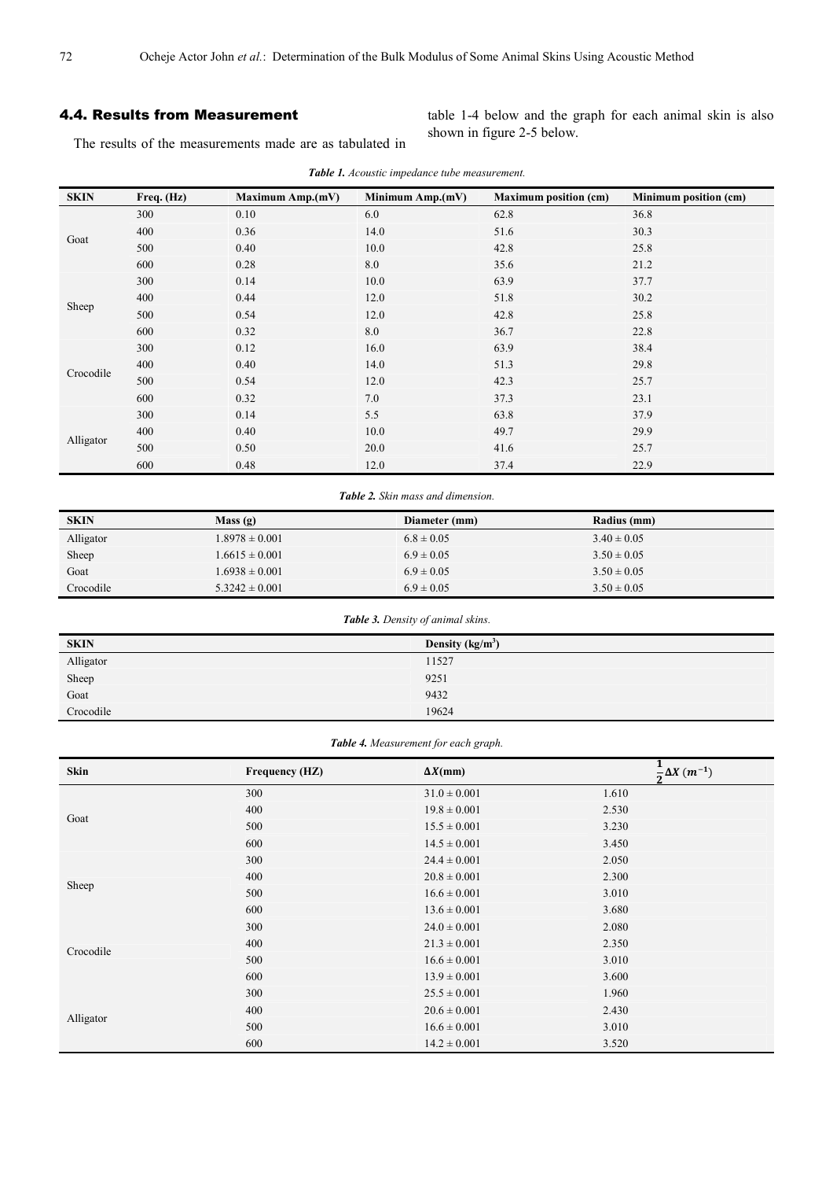### 4.4. Results from Measurement

The results of the measurements made are as tabulated in table 1-4 below and the graph for each animal skin is also shown in figure 2-5 below.

***Table 1.*** *Acoustic impedance tube measurement.*

| SKIN | Freq. (Hz) | Maximum Amp.(mV) | Minimum Amp.(mV) | Maximum position (cm) | Minimum position (cm) |
|---|---|---|---|---|---|
| Goat | 300 | 0.10 | 6.0 | 62.8 | 36.8 |
| | 400 | 0.36 | 14.0 | 51.6 | 30.3 |
| | 500 | 0.40 | 10.0 | 42.8 | 25.8 |
| | 600 | 0.28 | 8.0 | 35.6 | 21.2 |
| Sheep | 300 | 0.14 | 10.0 | 63.9 | 37.7 |
| | 400 | 0.44 | 12.0 | 51.8 | 30.2 |
| | 500 | 0.54 | 12.0 | 42.8 | 25.8 |
| | 600 | 0.32 | 8.0 | 36.7 | 22.8 |
| Crocodile | 300 | 0.12 | 16.0 | 63.9 | 38.4 |
| | 400 | 0.40 | 14.0 | 51.3 | 29.8 |
| | 500 | 0.54 | 12.0 | 42.3 | 25.7 |
| | 600 | 0.32 | 7.0 | 37.3 | 23.1 |
| Alligator | 300 | 0.14 | 5.5 | 63.8 | 37.9 |
| | 400 | 0.40 | 10.0 | 49.7 | 29.9 |
| | 500 | 0.50 | 20.0 | 41.6 | 25.7 |
| | 600 | 0.48 | 12.0 | 37.4 | 22.9 |

***Table 2.*** *Skin mass and dimension.*

| SKIN | Mass (g) | Diameter (mm) | Radius (mm) |
|---|---|---|---|
| Alligator | $1.8978 \pm 0.001$ | $6.8 \pm 0.05$ | $3.40 \pm 0.05$ |
| Sheep | $1.6615 \pm 0.001$ | $6.9 \pm 0.05$ | $3.50 \pm 0.05$ |
| Goat | $1.6938 \pm 0.001$ | $6.9 \pm 0.05$ | $3.50 \pm 0.05$ |
| Crocodile | $5.3242 \pm 0.001$ | $6.9 \pm 0.05$ | $3.50 \pm 0.05$ |

***Table 3.*** *Density of animal skins.*

| SKIN | Density ($kg/m^3$) |
|---|---|
| Alligator | 11527 |
| Sheep | 9251 |
| Goat | 9432 |
| Crocodile | 19624 |

***Table 4.*** *Measurement for each graph.*

| Skin | Frequency (HZ) | $\Delta X$(mm) | $\frac{1}{2}\Delta X\ (m^{-1})$ |
|---|---|---|---|
| Goat | 300 | $31.0 \pm 0.001$ | 1.610 |
| | 400 | $19.8 \pm 0.001$ | 2.530 |
| | 500 | $15.5 \pm 0.001$ | 3.230 |
| | 600 | $14.5 \pm 0.001$ | 3.450 |
| Sheep | 300 | $24.4 \pm 0.001$ | 2.050 |
| | 400 | $20.8 \pm 0.001$ | 2.300 |
| | 500 | $16.6 \pm 0.001$ | 3.010 |
| | 600 | $13.6 \pm 0.001$ | 3.680 |
| Crocodile | 300 | $24.0 \pm 0.001$ | 2.080 |
| | 400 | $21.3 \pm 0.001$ | 2.350 |
| | 500 | $16.6 \pm 0.001$ | 3.010 |
| | 600 | $13.9 \pm 0.001$ | 3.600 |
| Alligator | 300 | $25.5 \pm 0.001$ | 1.960 |
| | 400 | $20.6 \pm 0.001$ | 2.430 |
| | 500 | $16.6 \pm 0.001$ | 3.010 |
| | 600 | $14.2 \pm 0.001$ | 3.520 |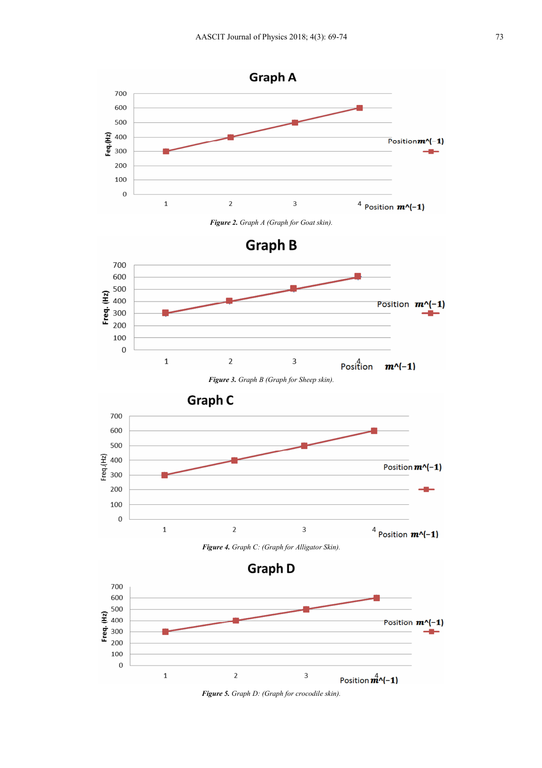*Figure 2. Graph A (Graph for Goat skin).*

*Figure 3. Graph B (Graph for Sheep skin).*

*Figure 4. Graph C: (Graph for Alligator Skin).*

*Figure 5. Graph D: (Graph for crocodile skin).*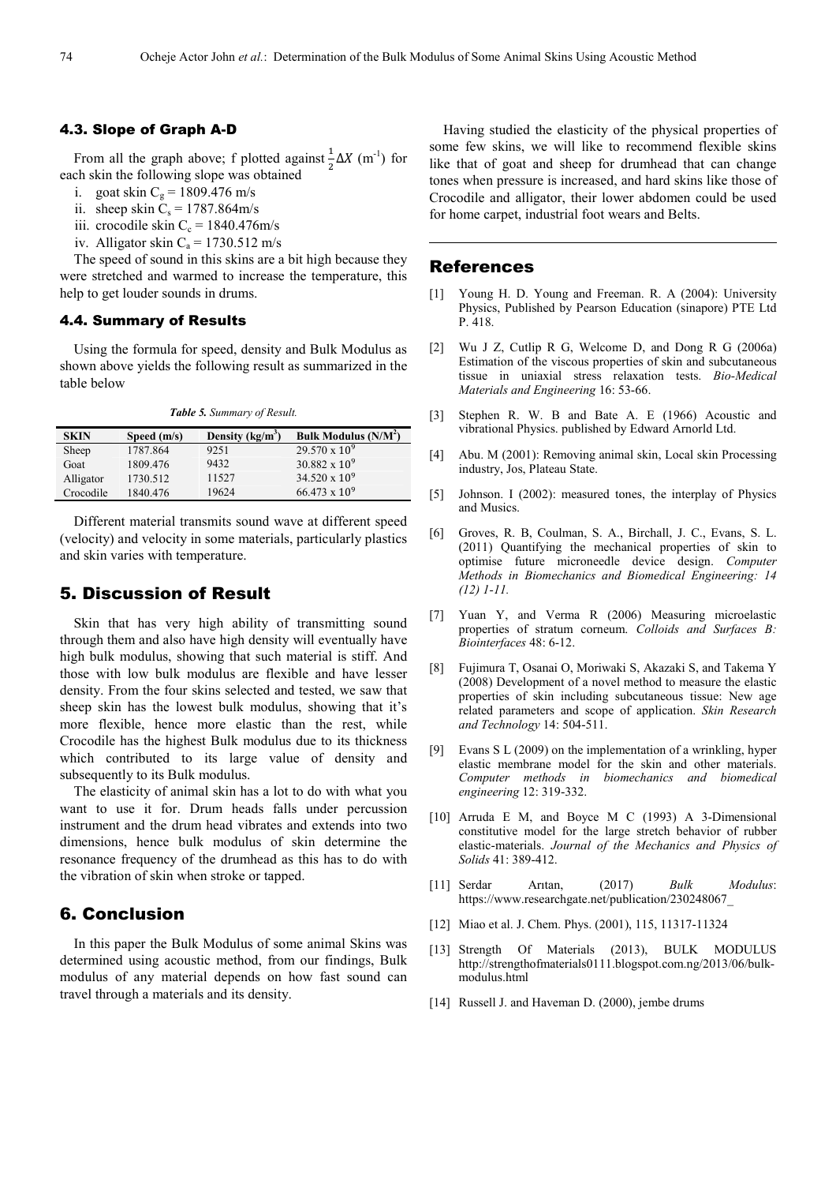### 4.3. Slope of Graph A-D

From all the graph above; f plotted against $\frac{1}{2}\Delta X$ ($m^{-1}$) for each skin the following slope was obtained

i. goat skin $C_g$ = 1809.476 m/s
ii. sheep skin $C_s$ = 1787.864m/s
iii. crocodile skin $C_c$ = 1840.476m/s
iv. Alligator skin $C_a$ = 1730.512 m/s

The speed of sound in this skins are a bit high because they were stretched and warmed to increase the temperature, this help to get louder sounds in drums.

### 4.4. Summary of Results

Using the formula for speed, density and Bulk Modulus as shown above yields the following result as summarized in the table below

*Table 5. Summary of Result.*

| SKIN | Speed (m/s) | Density ($kg/m^3$) | Bulk Modulus ($N/M^2$) |
|---|---|---|---|
| Sheep | 1787.864 | 9251 | $29.570 \times 10^9$ |
| Goat | 1809.476 | 9432 | $30.882 \times 10^9$ |
| Alligator | 1730.512 | 11527 | $34.520 \times 10^9$ |
| Crocodile | 1840.476 | 19624 | $66.473 \times 10^9$ |

Different material transmits sound wave at different speed (velocity) and velocity in some materials, particularly plastics and skin varies with temperature.

## 5. Discussion of Result

Skin that has very high ability of transmitting sound through them and also have high density will eventually have high bulk modulus, showing that such material is stiff. And those with low bulk modulus are flexible and have lesser density. From the four skins selected and tested, we saw that sheep skin has the lowest bulk modulus, showing that it's more flexible, hence more elastic than the rest, while Crocodile has the highest Bulk modulus due to its thickness which contributed to its large value of density and subsequently to its Bulk modulus.

The elasticity of animal skin has a lot to do with what you want to use it for. Drum heads falls under percussion instrument and the drum head vibrates and extends into two dimensions, hence bulk modulus of skin determine the resonance frequency of the drumhead as this has to do with the vibration of skin when stroke or tapped.

## 6. Conclusion

In this paper the Bulk Modulus of some animal Skins was determined using acoustic method, from our findings, Bulk modulus of any material depends on how fast sound can travel through a materials and its density.

Having studied the elasticity of the physical properties of some few skins, we will like to recommend flexible skins like that of goat and sheep for drumhead that can change tones when pressure is increased, and hard skins like those of Crocodile and alligator, their lower abdomen could be used for home carpet, industrial foot wears and Belts.

## References

[1] Young H. D. Young and Freeman. R. A (2004): University Physics, Published by Pearson Education (sinapore) PTE Ltd P. 418.

[2] Wu J Z, Cutlip R G, Welcome D, and Dong R G (2006a) Estimation of the viscous properties of skin and subcutaneous tissue in uniaxial stress relaxation tests. *Bio-Medical Materials and Engineering* 16: 53-66.

[3] Stephen R. W. B and Bate A. E (1966) Acoustic and vibrational Physics. published by Edward Arnorld Ltd.

[4] Abu. M (2001): Removing animal skin, Local skin Processing industry, Jos, Plateau State.

[5] Johnson. I (2002): measured tones, the interplay of Physics and Musics.

[6] Groves, R. B, Coulman, S. A., Birchall, J. C., Evans, S. L. (2011) Quantifying the mechanical properties of skin to optimise future microneedle device design. *Computer Methods in Biomechanics and Biomedical Engineering: 14 (12) 1-11.*

[7] Yuan Y, and Verma R (2006) Measuring microelastic properties of stratum corneum. *Colloids and Surfaces B: Biointerfaces* 48: 6-12.

[8] Fujimura T, Osanai O, Moriwaki S, Akazaki S, and Takema Y (2008) Development of a novel method to measure the elastic properties of skin including subcutaneous tissue: New age related parameters and scope of application. *Skin Research and Technology* 14: 504-511.

[9] Evans S L (2009) on the implementation of a wrinkling, hyper elastic membrane model for the skin and other materials. *Computer methods in biomechanics and biomedical engineering* 12: 319-332.

[10] Arruda E M, and Boyce M C (1993) A 3-Dimensional constitutive model for the large stretch behavior of rubber elastic-materials. *Journal of the Mechanics and Physics of Solids* 41: 389-412.

[11] Serdar Arıtan, (2017) *Bulk Modulus*: https://www.researchgate.net/publication/230248067_

[12] Miao et al. J. Chem. Phys. (2001), 115, 11317-11324

[13] Strength Of Materials (2013), BULK MODULUS http://strengthofmaterials0111.blogspot.com.ng/2013/06/bulk-modulus.html

[14] Russell J. and Haveman D. (2000), jembe drums